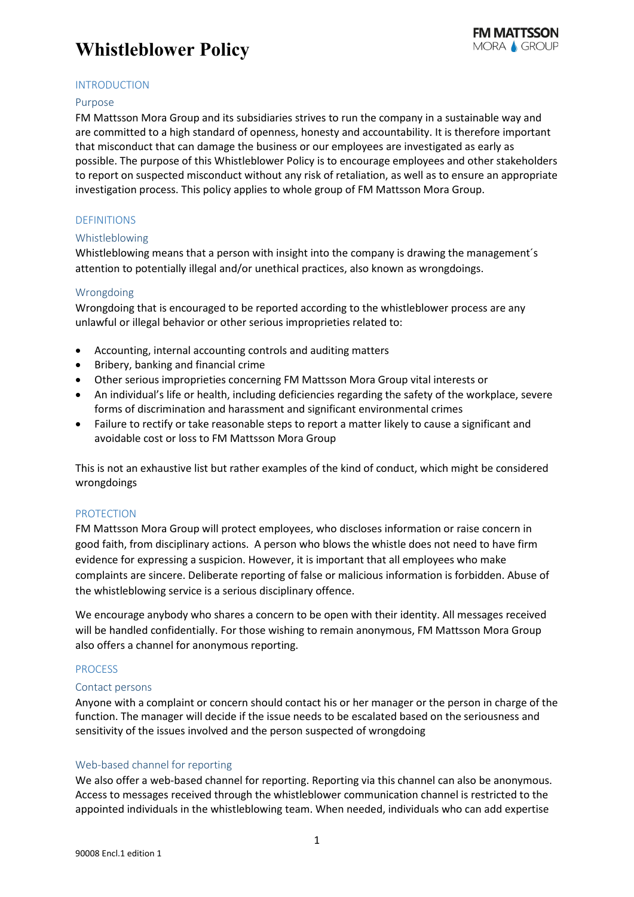# Whistleblower Policy

## INTRODUCTION

### Purpose

FM Mattsson Mora Group and its subsidiaries strives to run the company in a sustainable way and are committed to a high standard of openness, honesty and accountability. It is therefore important that misconduct that can damage the business or our employees are investigated as early as possible. The purpose of this Whistleblower Policy is to encourage employees and other stakeholders to report on suspected misconduct without any risk of retaliation, as well as to ensure an appropriate investigation process. This policy applies to whole group of FM Mattsson Mora Group.

## DEFINITIONS

### Whistleblowing

Whistleblowing means that a person with insight into the company is drawing the management´s attention to potentially illegal and/or unethical practices, also known as wrongdoings.

### Wrongdoing

Wrongdoing that is encouraged to be reported according to the whistleblower process are any unlawful or illegal behavior or other serious improprieties related to:

- Accounting, internal accounting controls and auditing matters
- Bribery, banking and financial crime
- Other serious improprieties concerning FM Mattsson Mora Group vital interests or
- An individual's life or health, including deficiencies regarding the safety of the workplace, severe forms of discrimination and harassment and significant environmental crimes
- Failure to rectify or take reasonable steps to report a matter likely to cause a significant and avoidable cost or loss to FM Mattsson Mora Group

This is not an exhaustive list but rather examples of the kind of conduct, which might be considered wrongdoings

## PROTECTION

FM Mattsson Mora Group will protect employees, who discloses information or raise concern in good faith, from disciplinary actions. A person who blows the whistle does not need to have firm evidence for expressing a suspicion. However, it is important that all employees who make complaints are sincere. Deliberate reporting of false or malicious information is forbidden. Abuse of the whistleblowing service is a serious disciplinary offence.

We encourage anybody who shares a concern to be open with their identity. All messages received will be handled confidentially. For those wishing to remain anonymous, FM Mattsson Mora Group also offers a channel for anonymous reporting.

## PROCESS

### Contact persons

Anyone with a complaint or concern should contact his or her manager or the person in charge of the function. The manager will decide if the issue needs to be escalated based on the seriousness and sensitivity of the issues involved and the person suspected of wrongdoing

### Web-based channel for reporting

We also offer a web-based channel for reporting. Reporting via this channel can also be anonymous. Access to messages received through the whistleblower communication channel is restricted to the appointed individuals in the whistleblowing team. When needed, individuals who can add expertise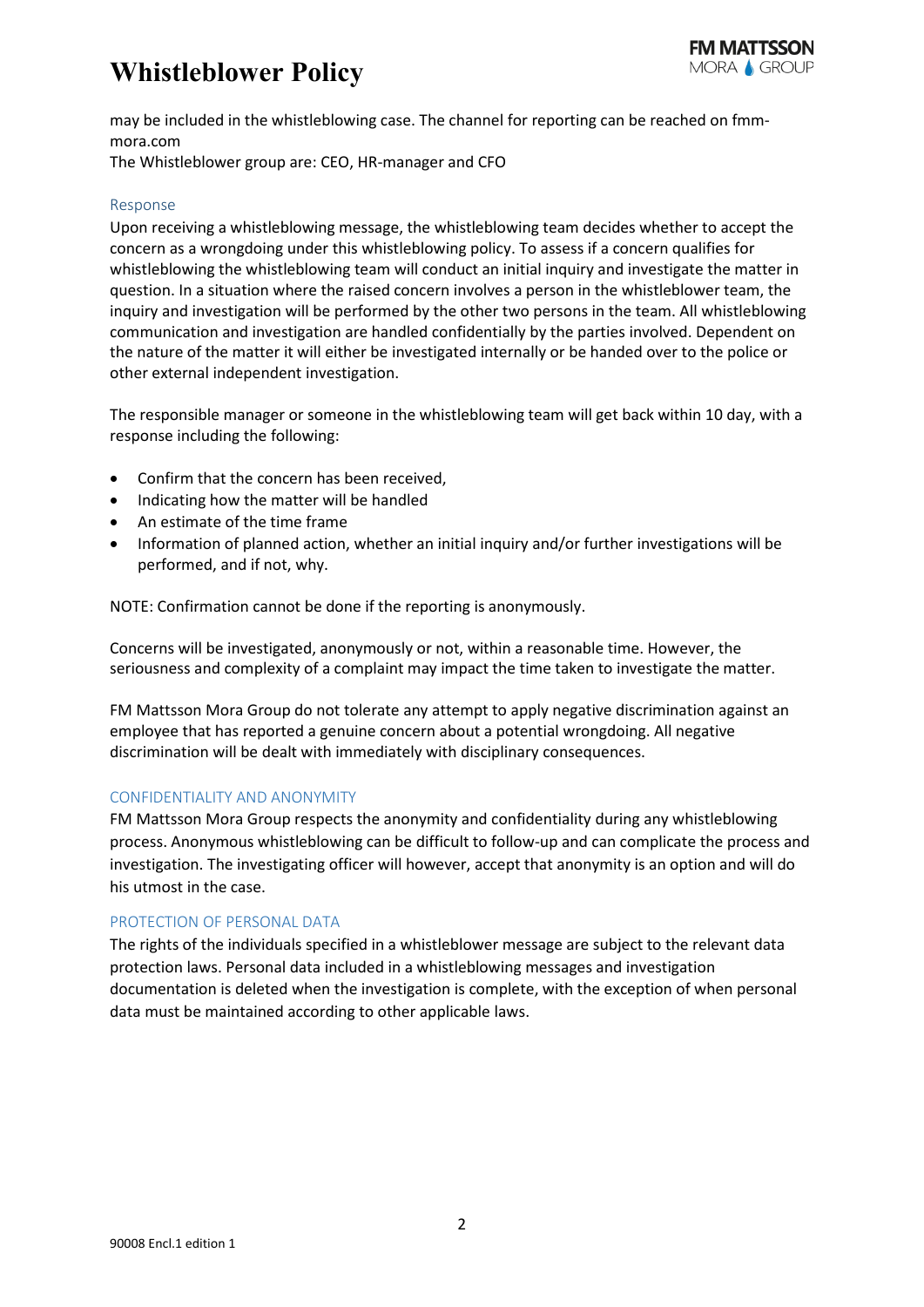may be included in the whistleblowing case. The channel for reporting can be reached on fmm-mora.com
The Whistleblower group are: CEO, HR-manager and CFO

### Response

Upon receiving a whistleblowing message, the whistleblowing team decides whether to accept the concern as a wrongdoing under this whistleblowing policy. To assess if a concern qualifies for whistleblowing the whistleblowing team will conduct an initial inquiry and investigate the matter in question. In a situation where the raised concern involves a person in the whistleblower team, the inquiry and investigation will be performed by the other two persons in the team. All whistleblowing communication and investigation are handled confidentially by the parties involved. Dependent on the nature of the matter it will either be investigated internally or be handed over to the police or other external independent investigation.

The responsible manager or someone in the whistleblowing team will get back within 10 day, with a response including the following:

- Confirm that the concern has been received,
- Indicating how the matter will be handled
- An estimate of the time frame
- Information of planned action, whether an initial inquiry and/or further investigations will be performed, and if not, why.

NOTE: Confirmation cannot be done if the reporting is anonymously.

Concerns will be investigated, anonymously or not, within a reasonable time. However, the seriousness and complexity of a complaint may impact the time taken to investigate the matter.

FM Mattsson Mora Group do not tolerate any attempt to apply negative discrimination against an employee that has reported a genuine concern about a potential wrongdoing. All negative discrimination will be dealt with immediately with disciplinary consequences.

### CONFIDENTIALITY AND ANONYMITY

FM Mattsson Mora Group respects the anonymity and confidentiality during any whistleblowing process. Anonymous whistleblowing can be difficult to follow-up and can complicate the process and investigation. The investigating officer will however, accept that anonymity is an option and will do his utmost in the case.

### PROTECTION OF PERSONAL DATA

The rights of the individuals specified in a whistleblower message are subject to the relevant data protection laws. Personal data included in a whistleblowing messages and investigation documentation is deleted when the investigation is complete, with the exception of when personal data must be maintained according to other applicable laws.